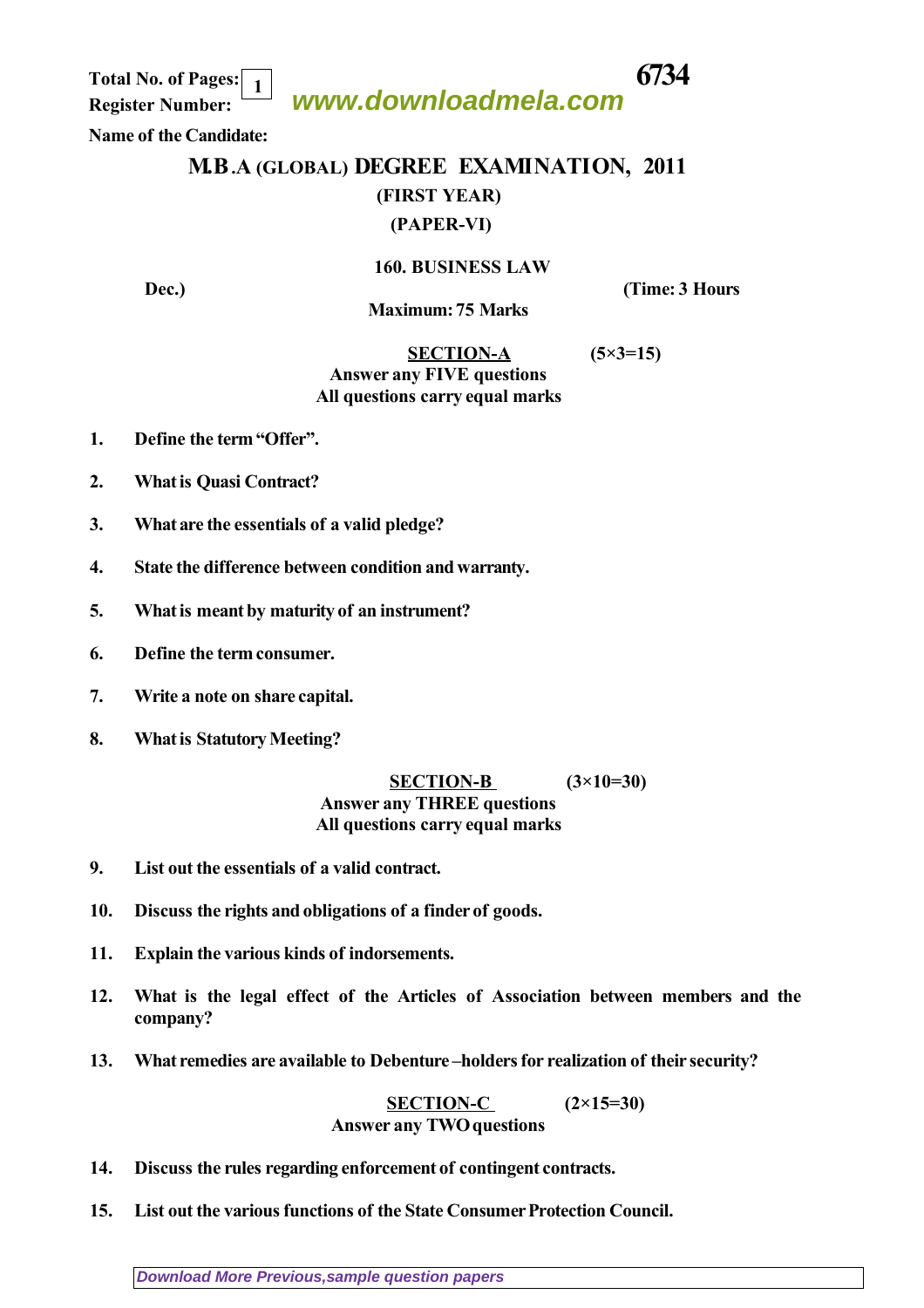Total No. of Pages: 1 **6734**

Register Number: www.downloadmela.com

Name of the Candidate:

# M.B.A (GLOBAL) DEGREE EXAMINATION, 2011

## (FIRST YEAR)

## (PAPER-VI)

### 160. BUSINESS LAW

Dec.) (Time: 3 Hours

Maximum: 75 Marks

### SECTION-A (5×3=15)

**Answer any FIVE questions**
**All questions carry equal marks**

1. Define the term "Offer".
2. What is Quasi Contract?
3. What are the essentials of a valid pledge?
4. State the difference between condition and warranty.
5. What is meant by maturity of an instrument?
6. Define the term consumer.
7. Write a note on share capital.
8. What is Statutory Meeting?

### SECTION-B (3×10=30)

**Answer any THREE questions**
**All questions carry equal marks**

9. List out the essentials of a valid contract.
10. Discuss the rights and obligations of a finder of goods.
11. Explain the various kinds of indorsements.
12. What is the legal effect of the Articles of Association between members and the company?
13. What remedies are available to Debenture –holders for realization of their security?

### SECTION-C (2×15=30)

**Answer any TWO questions**

14. Discuss the rules regarding enforcement of contingent contracts.
15. List out the various functions of the State Consumer Protection Council.

Download More Previous,sample question papers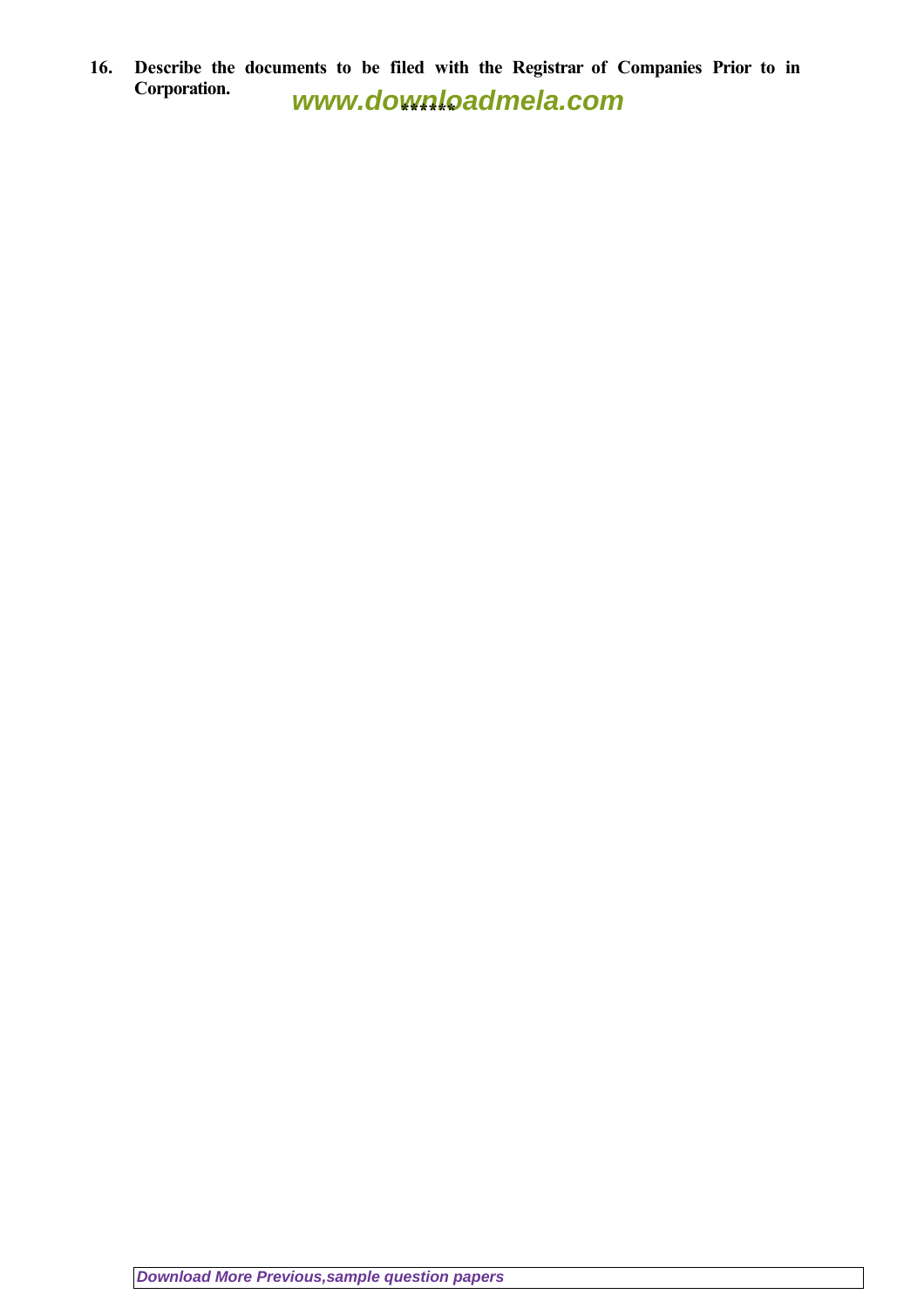16. **Describe the documents to be filed with the Registrar of Companies Prior to in Corporation.**

******